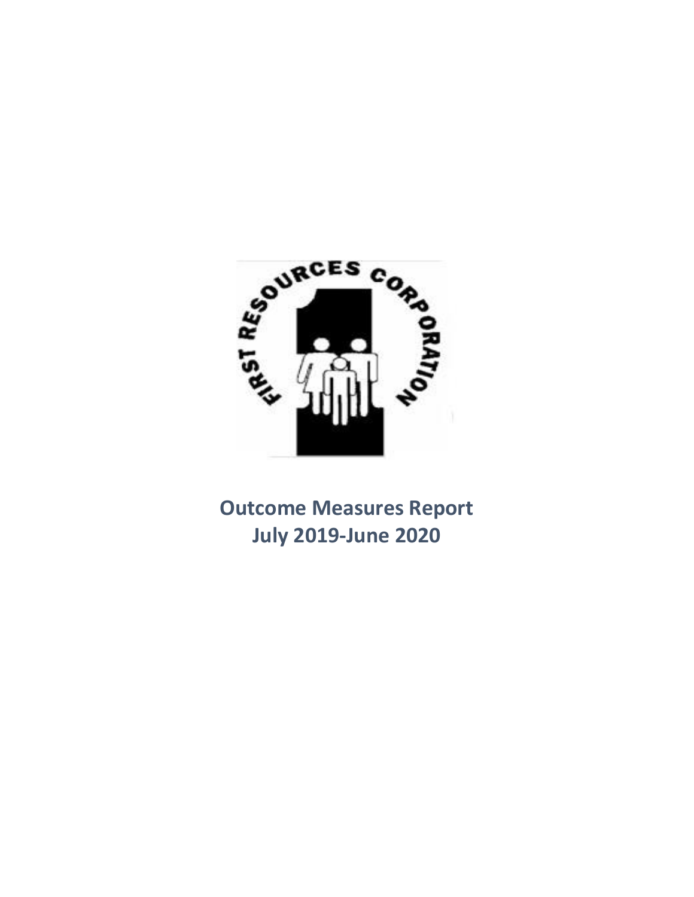# Outcome Measures Report
## July 2019-June 2020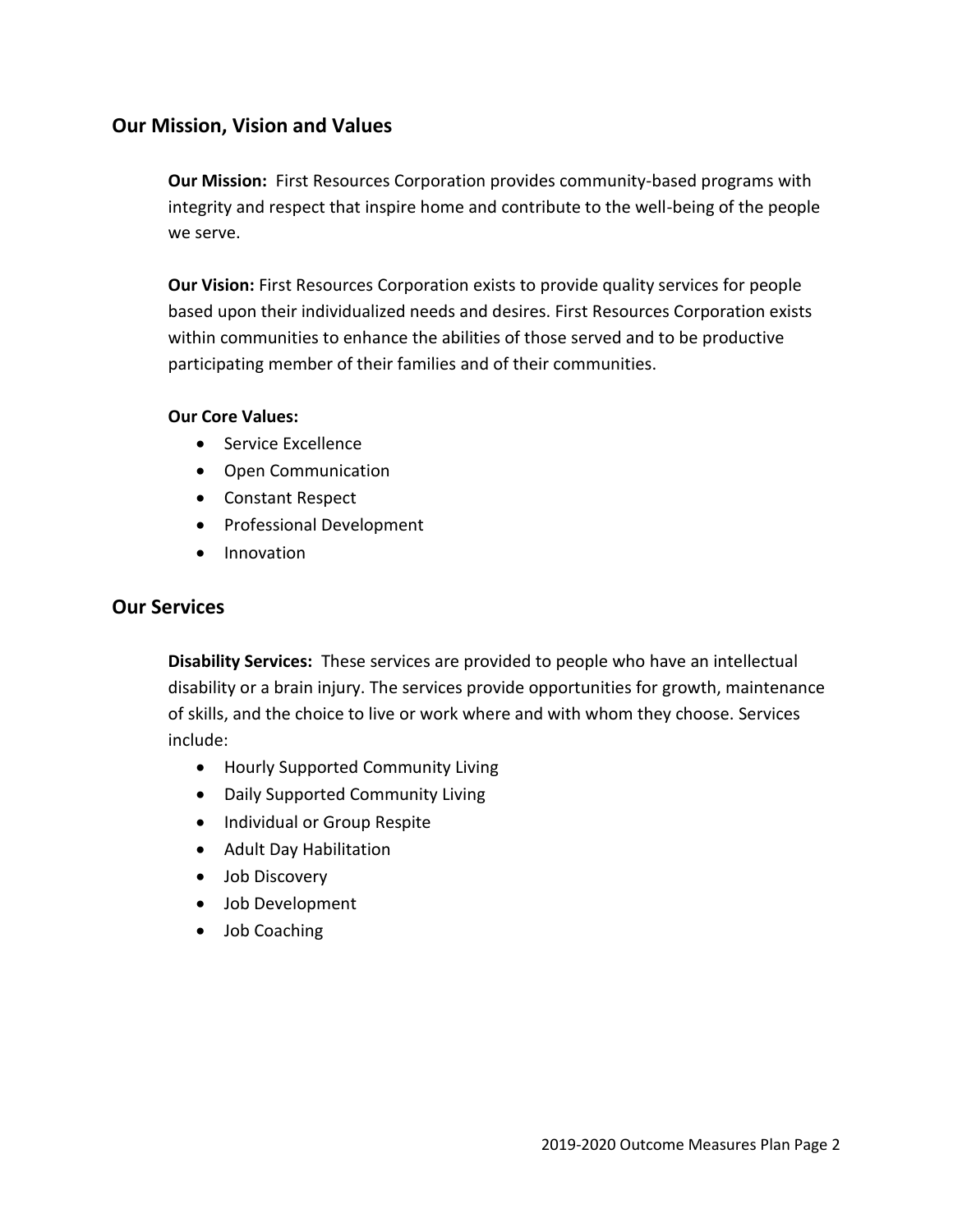## Our Mission, Vision and Values

**Our Mission:** First Resources Corporation provides community-based programs with integrity and respect that inspire home and contribute to the well-being of the people we serve.

**Our Vision:** First Resources Corporation exists to provide quality services for people based upon their individualized needs and desires. First Resources Corporation exists within communities to enhance the abilities of those served and to be productive participating member of their families and of their communities.

**Our Core Values:**

- Service Excellence
- Open Communication
- Constant Respect
- Professional Development
- Innovation

## Our Services

**Disability Services:** These services are provided to people who have an intellectual disability or a brain injury. The services provide opportunities for growth, maintenance of skills, and the choice to live or work where and with whom they choose. Services include:

- Hourly Supported Community Living
- Daily Supported Community Living
- Individual or Group Respite
- Adult Day Habilitation
- Job Discovery
- Job Development
- Job Coaching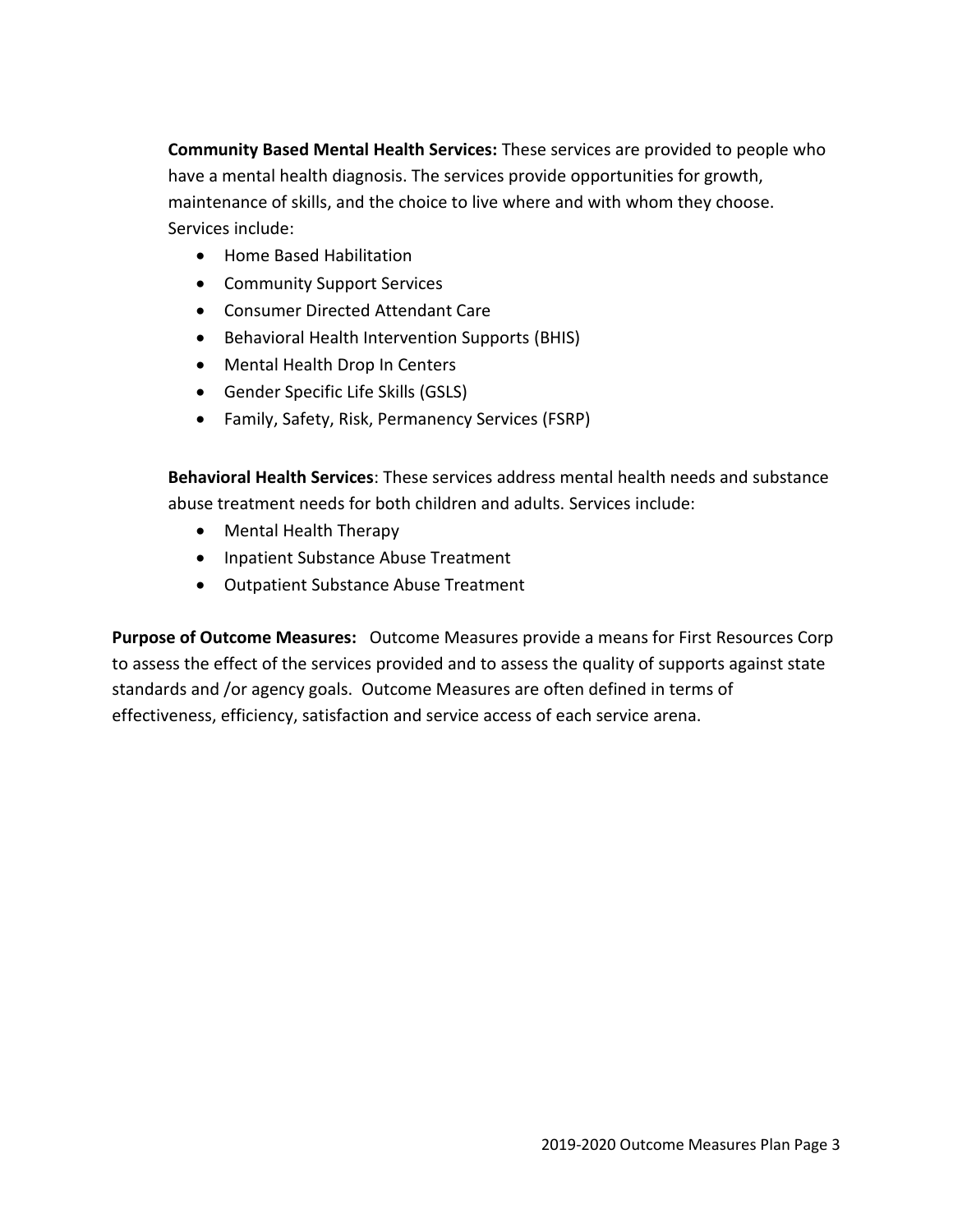**Community Based Mental Health Services:** These services are provided to people who have a mental health diagnosis. The services provide opportunities for growth, maintenance of skills, and the choice to live where and with whom they choose. Services include:

- Home Based Habilitation
- Community Support Services
- Consumer Directed Attendant Care
- Behavioral Health Intervention Supports (BHIS)
- Mental Health Drop In Centers
- Gender Specific Life Skills (GSLS)
- Family, Safety, Risk, Permanency Services (FSRP)

**Behavioral Health Services**: These services address mental health needs and substance abuse treatment needs for both children and adults. Services include:

- Mental Health Therapy
- Inpatient Substance Abuse Treatment
- Outpatient Substance Abuse Treatment

**Purpose of Outcome Measures:** Outcome Measures provide a means for First Resources Corp to assess the effect of the services provided and to assess the quality of supports against state standards and /or agency goals. Outcome Measures are often defined in terms of effectiveness, efficiency, satisfaction and service access of each service arena.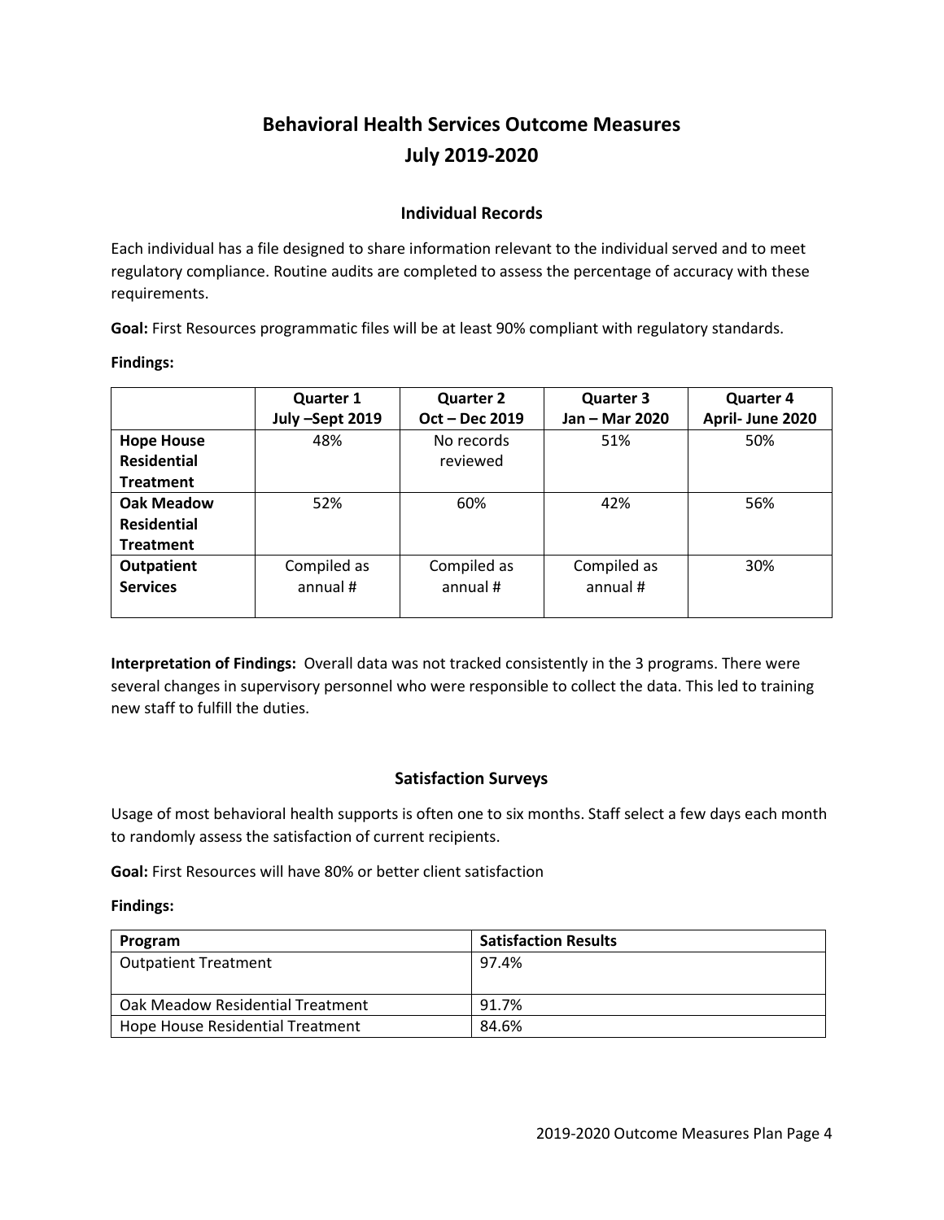# Behavioral Health Services Outcome Measures
# July 2019-2020

## Individual Records

Each individual has a file designed to share information relevant to the individual served and to meet regulatory compliance. Routine audits are completed to assess the percentage of accuracy with these requirements.

**Goal:** First Resources programmatic files will be at least 90% compliant with regulatory standards.

**Findings:**

| | **Quarter 1 July –Sept 2019** | **Quarter 2 Oct – Dec 2019** | **Quarter 3 Jan – Mar 2020** | **Quarter 4 April- June 2020** |
|---|---|---|---|---|
| **Hope House Residential Treatment** | 48% | No records reviewed | 51% | 50% |
| **Oak Meadow Residential Treatment** | 52% | 60% | 42% | 56% |
| **Outpatient Services** | Compiled as annual # | Compiled as annual # | Compiled as annual # | 30% |

**Interpretation of Findings:** Overall data was not tracked consistently in the 3 programs. There were several changes in supervisory personnel who were responsible to collect the data. This led to training new staff to fulfill the duties.

## Satisfaction Surveys

Usage of most behavioral health supports is often one to six months. Staff select a few days each month to randomly assess the satisfaction of current recipients.

**Goal:** First Resources will have 80% or better client satisfaction

**Findings:**

| **Program** | **Satisfaction Results** |
|---|---|
| Outpatient Treatment | 97.4% |
| Oak Meadow Residential Treatment | 91.7% |
| Hope House Residential Treatment | 84.6% |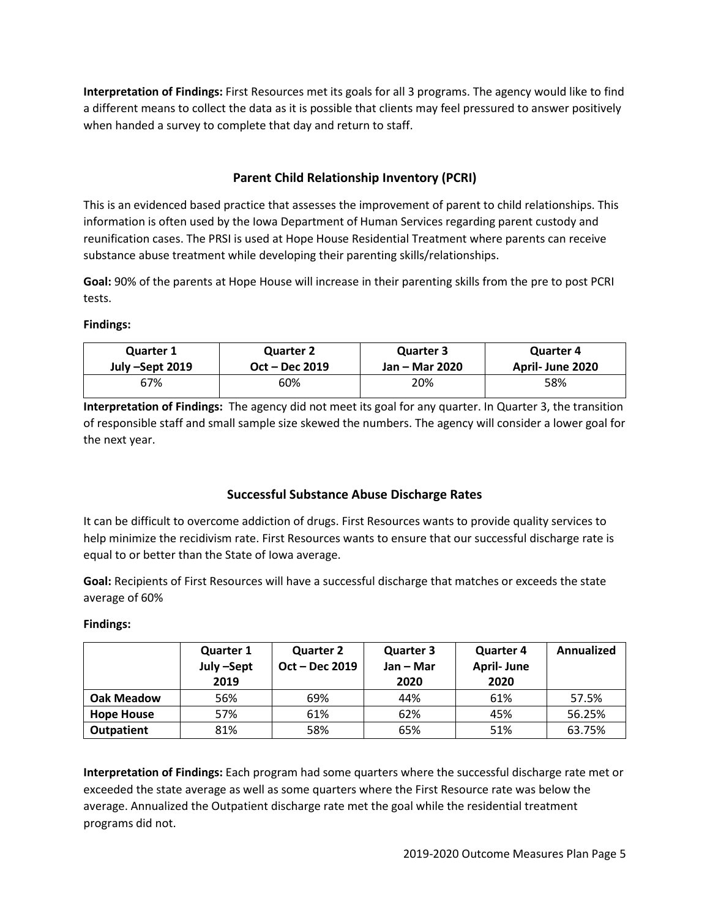**Interpretation of Findings:** First Resources met its goals for all 3 programs. The agency would like to find a different means to collect the data as it is possible that clients may feel pressured to answer positively when handed a survey to complete that day and return to staff.

## Parent Child Relationship Inventory (PCRI)

This is an evidenced based practice that assesses the improvement of parent to child relationships. This information is often used by the Iowa Department of Human Services regarding parent custody and reunification cases. The PRSI is used at Hope House Residential Treatment where parents can receive substance abuse treatment while developing their parenting skills/relationships.

**Goal:** 90% of the parents at Hope House will increase in their parenting skills from the pre to post PCRI tests.

**Findings:**

| Quarter 1<br>July –Sept 2019 | Quarter 2<br>Oct – Dec 2019 | Quarter 3<br>Jan – Mar 2020 | Quarter 4<br>April- June 2020 |
|---|---|---|---|
| 67% | 60% | 20% | 58% |

**Interpretation of Findings:** The agency did not meet its goal for any quarter. In Quarter 3, the transition of responsible staff and small sample size skewed the numbers. The agency will consider a lower goal for the next year.

## Successful Substance Abuse Discharge Rates

It can be difficult to overcome addiction of drugs. First Resources wants to provide quality services to help minimize the recidivism rate. First Resources wants to ensure that our successful discharge rate is equal to or better than the State of Iowa average.

**Goal:** Recipients of First Resources will have a successful discharge that matches or exceeds the state average of 60%

**Findings:**

| | Quarter 1<br>July –Sept 2019 | Quarter 2<br>Oct – Dec 2019 | Quarter 3<br>Jan – Mar 2020 | Quarter 4<br>April- June 2020 | Annualized |
|---|---|---|---|---|---|
| **Oak Meadow** | 56% | 69% | 44% | 61% | 57.5% |
| **Hope House** | 57% | 61% | 62% | 45% | 56.25% |
| **Outpatient** | 81% | 58% | 65% | 51% | 63.75% |

**Interpretation of Findings:** Each program had some quarters where the successful discharge rate met or exceeded the state average as well as some quarters where the First Resource rate was below the average. Annualized the Outpatient discharge rate met the goal while the residential treatment programs did not.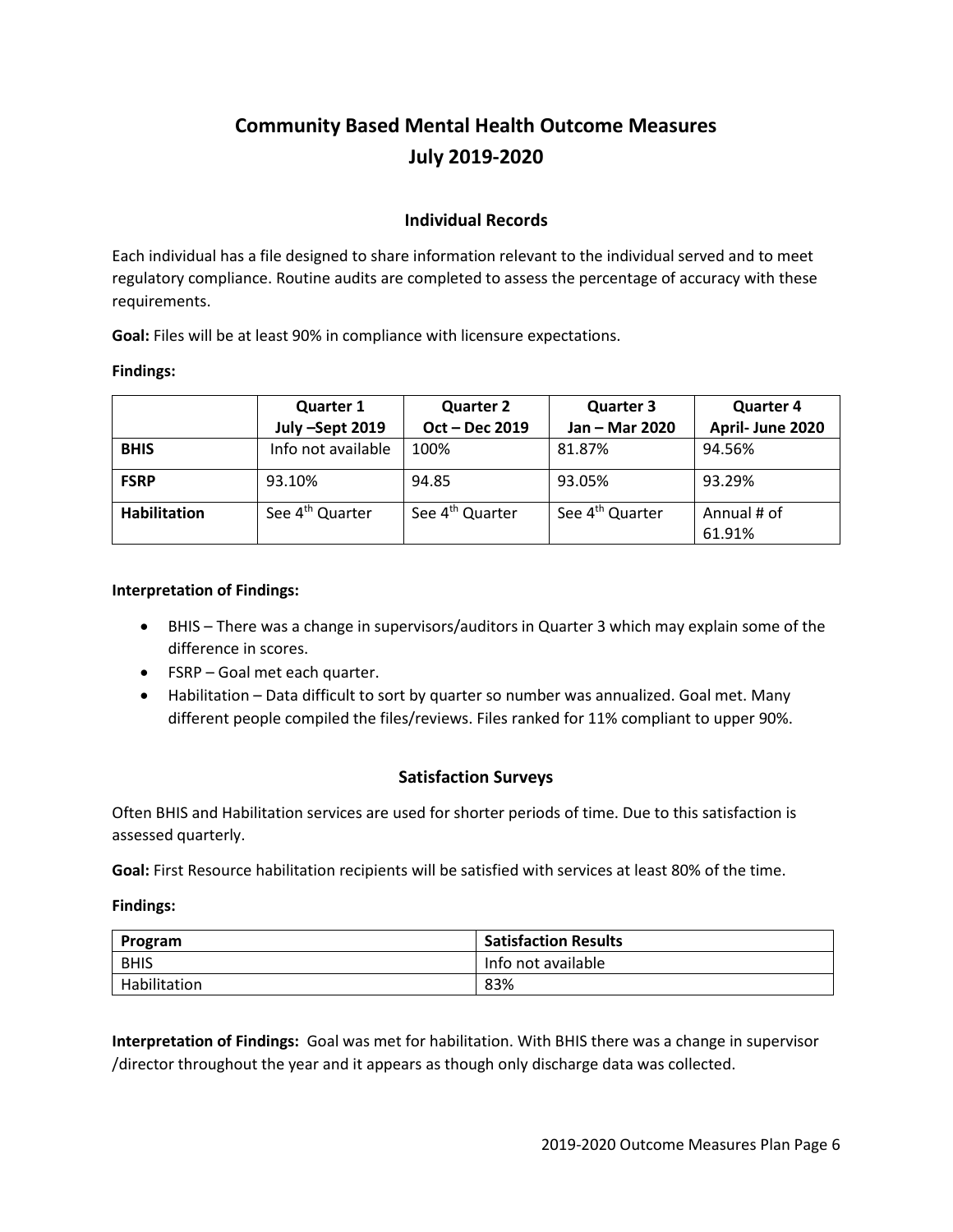# Community Based Mental Health Outcome Measures
# July 2019-2020

## Individual Records

Each individual has a file designed to share information relevant to the individual served and to meet regulatory compliance. Routine audits are completed to assess the percentage of accuracy with these requirements.

**Goal:** Files will be at least 90% in compliance with licensure expectations.

**Findings:**

| | Quarter 1 July –Sept 2019 | Quarter 2 Oct – Dec 2019 | Quarter 3 Jan – Mar 2020 | Quarter 4 April- June 2020 |
|---|---|---|---|---|
| **BHIS** | Info not available | 100% | 81.87% | 94.56% |
| **FSRP** | 93.10% | 94.85 | 93.05% | 93.29% |
| **Habilitation** | See 4th Quarter | See 4th Quarter | See 4th Quarter | Annual # of 61.91% |

**Interpretation of Findings:**

- BHIS – There was a change in supervisors/auditors in Quarter 3 which may explain some of the difference in scores.
- FSRP – Goal met each quarter.
- Habilitation – Data difficult to sort by quarter so number was annualized. Goal met. Many different people compiled the files/reviews. Files ranked for 11% compliant to upper 90%.

## Satisfaction Surveys

Often BHIS and Habilitation services are used for shorter periods of time. Due to this satisfaction is assessed quarterly.

**Goal:** First Resource habilitation recipients will be satisfied with services at least 80% of the time.

**Findings:**

| Program | Satisfaction Results |
|---|---|
| BHIS | Info not available |
| Habilitation | 83% |

**Interpretation of Findings:** Goal was met for habilitation. With BHIS there was a change in supervisor /director throughout the year and it appears as though only discharge data was collected.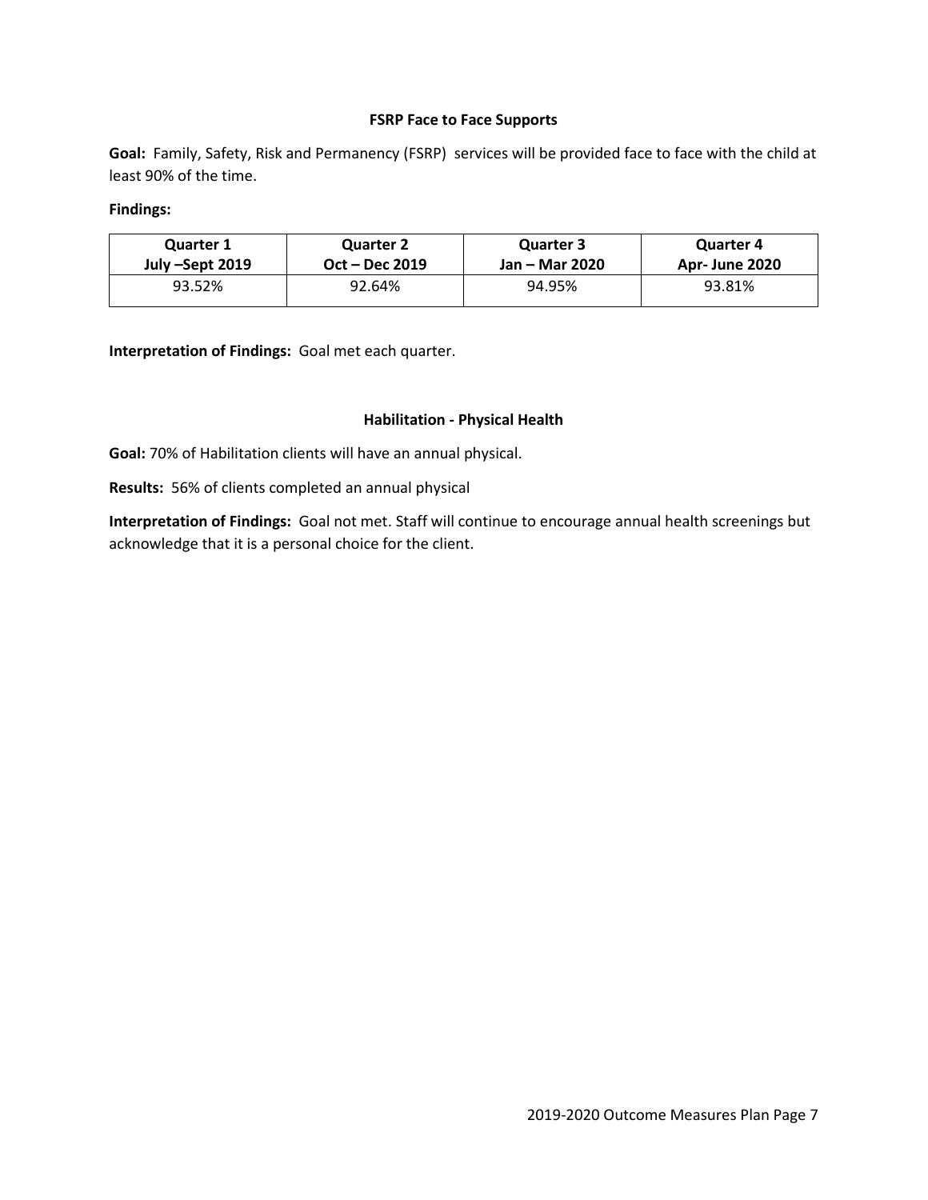### FSRP Face to Face Supports

**Goal:** Family, Safety, Risk and Permanency (FSRP) services will be provided face to face with the child at least 90% of the time.

**Findings:**

| Quarter 1 July –Sept 2019 | Quarter 2 Oct – Dec 2019 | Quarter 3 Jan – Mar 2020 | Quarter 4 Apr- June 2020 |
|---|---|---|---|
| 93.52% | 92.64% | 94.95% | 93.81% |

**Interpretation of Findings:** Goal met each quarter.

### Habilitation - Physical Health

**Goal:** 70% of Habilitation clients will have an annual physical.

**Results:** 56% of clients completed an annual physical

**Interpretation of Findings:** Goal not met. Staff will continue to encourage annual health screenings but acknowledge that it is a personal choice for the client.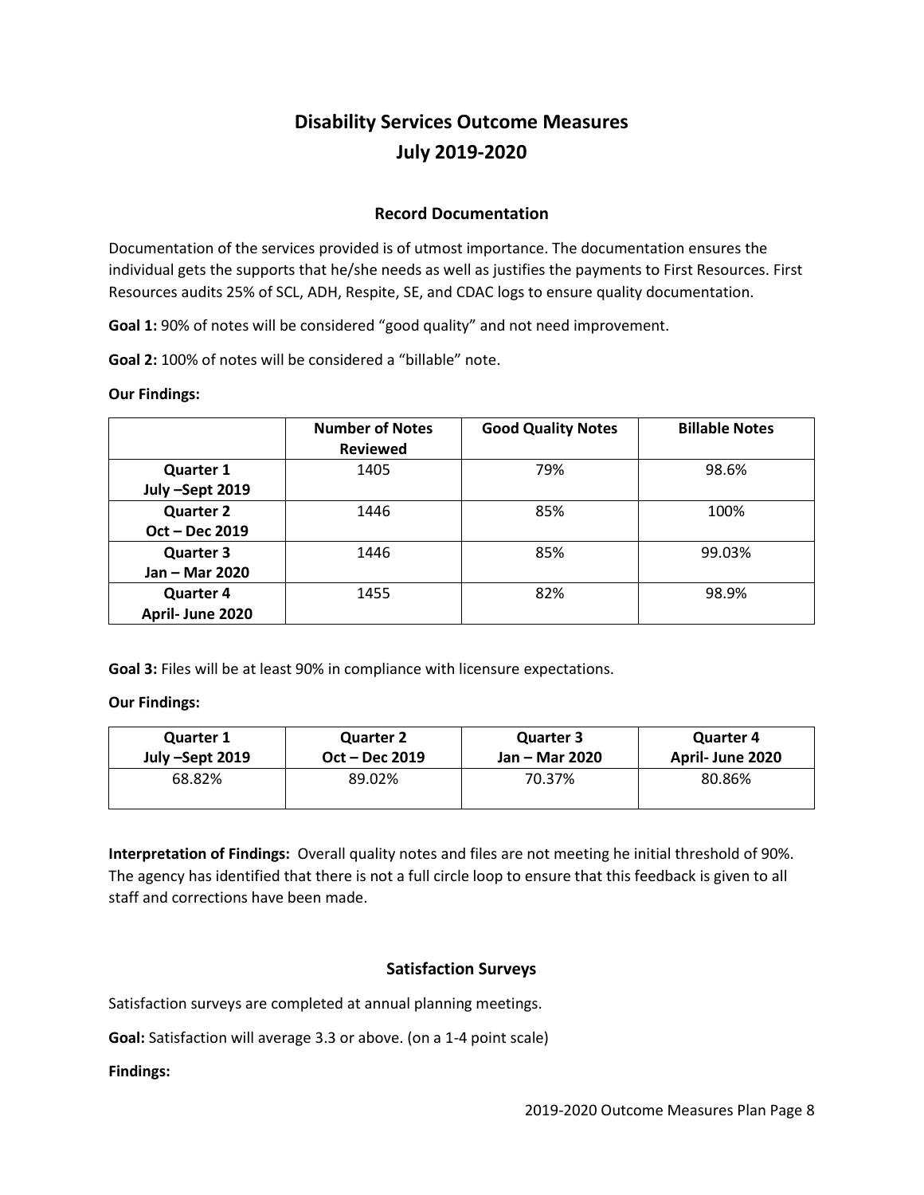# Disability Services Outcome Measures
# July 2019-2020

### Record Documentation

Documentation of the services provided is of utmost importance. The documentation ensures the individual gets the supports that he/she needs as well as justifies the payments to First Resources. First Resources audits 25% of SCL, ADH, Respite, SE, and CDAC logs to ensure quality documentation.

**Goal 1:** 90% of notes will be considered "good quality" and not need improvement.

**Goal 2:** 100% of notes will be considered a "billable" note.

**Our Findings:**

| | Number of Notes Reviewed | Good Quality Notes | Billable Notes |
|---|---|---|---|
| **Quarter 1 July –Sept 2019** | 1405 | 79% | 98.6% |
| **Quarter 2 Oct – Dec 2019** | 1446 | 85% | 100% |
| **Quarter 3 Jan – Mar 2020** | 1446 | 85% | 99.03% |
| **Quarter 4 April- June 2020** | 1455 | 82% | 98.9% |

**Goal 3:** Files will be at least 90% in compliance with licensure expectations.

**Our Findings:**

| Quarter 1 July –Sept 2019 | Quarter 2 Oct – Dec 2019 | Quarter 3 Jan – Mar 2020 | Quarter 4 April- June 2020 |
|---|---|---|---|
| 68.82% | 89.02% | 70.37% | 80.86% |

**Interpretation of Findings:** Overall quality notes and files are not meeting he initial threshold of 90%. The agency has identified that there is not a full circle loop to ensure that this feedback is given to all staff and corrections have been made.

### Satisfaction Surveys

Satisfaction surveys are completed at annual planning meetings.

**Goal:** Satisfaction will average 3.3 or above. (on a 1-4 point scale)

**Findings:**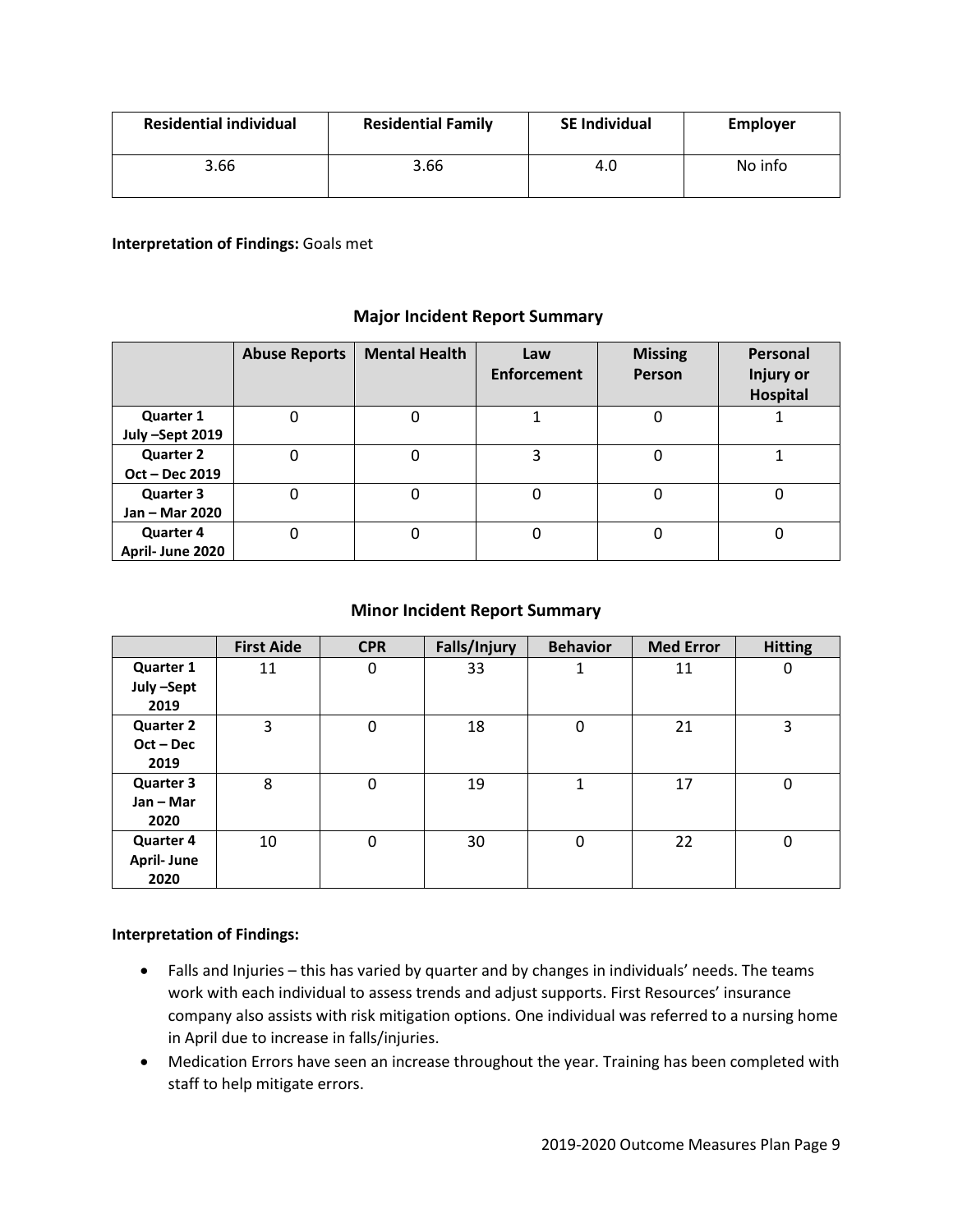| Residential individual | Residential Family | SE Individual | Employer |
|---|---|---|---|
| 3.66 | 3.66 | 4.0 | No info |

**Interpretation of Findings:** Goals met

### Major Incident Report Summary

| | Abuse Reports | Mental Health | Law Enforcement | Missing Person | Personal Injury or Hospital |
|---|---|---|---|---|---|
| **Quarter 1 July –Sept 2019** | 0 | 0 | 1 | 0 | 1 |
| **Quarter 2 Oct – Dec 2019** | 0 | 0 | 3 | 0 | 1 |
| **Quarter 3 Jan – Mar 2020** | 0 | 0 | 0 | 0 | 0 |
| **Quarter 4 April- June 2020** | 0 | 0 | 0 | 0 | 0 |

### Minor Incident Report Summary

| | First Aide | CPR | Falls/Injury | Behavior | Med Error | Hitting |
|---|---|---|---|---|---|---|
| **Quarter 1 July –Sept 2019** | 11 | 0 | 33 | 1 | 11 | 0 |
| **Quarter 2 Oct – Dec 2019** | 3 | 0 | 18 | 0 | 21 | 3 |
| **Quarter 3 Jan – Mar 2020** | 8 | 0 | 19 | 1 | 17 | 0 |
| **Quarter 4 April- June 2020** | 10 | 0 | 30 | 0 | 22 | 0 |

**Interpretation of Findings:**

- Falls and Injuries – this has varied by quarter and by changes in individuals' needs. The teams work with each individual to assess trends and adjust supports. First Resources' insurance company also assists with risk mitigation options. One individual was referred to a nursing home in April due to increase in falls/injuries.
- Medication Errors have seen an increase throughout the year. Training has been completed with staff to help mitigate errors.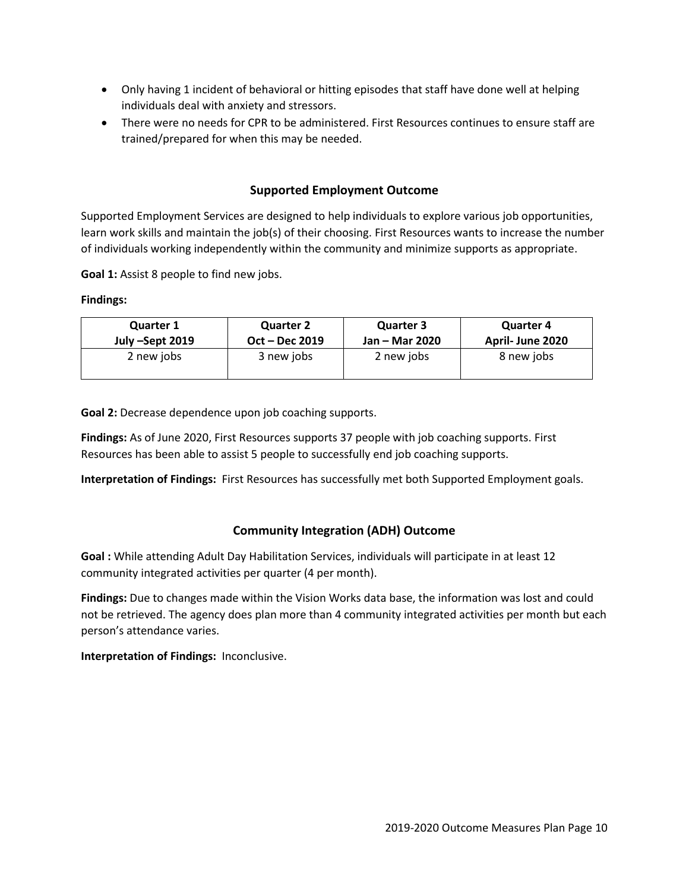- Only having 1 incident of behavioral or hitting episodes that staff have done well at helping individuals deal with anxiety and stressors.
- There were no needs for CPR to be administered. First Resources continues to ensure staff are trained/prepared for when this may be needed.

## Supported Employment Outcome

Supported Employment Services are designed to help individuals to explore various job opportunities, learn work skills and maintain the job(s) of their choosing. First Resources wants to increase the number of individuals working independently within the community and minimize supports as appropriate.

**Goal 1:** Assist 8 people to find new jobs.

**Findings:**

| Quarter 1<br>July –Sept 2019 | Quarter 2<br>Oct – Dec 2019 | Quarter 3<br>Jan – Mar 2020 | Quarter 4<br>April- June 2020 |
|---|---|---|---|
| 2 new jobs | 3 new jobs | 2 new jobs | 8 new jobs |

**Goal 2:** Decrease dependence upon job coaching supports.

**Findings:** As of June 2020, First Resources supports 37 people with job coaching supports. First Resources has been able to assist 5 people to successfully end job coaching supports.

**Interpretation of Findings:** First Resources has successfully met both Supported Employment goals.

## Community Integration (ADH) Outcome

**Goal :** While attending Adult Day Habilitation Services, individuals will participate in at least 12 community integrated activities per quarter (4 per month).

**Findings:** Due to changes made within the Vision Works data base, the information was lost and could not be retrieved. The agency does plan more than 4 community integrated activities per month but each person's attendance varies.

**Interpretation of Findings:** Inconclusive.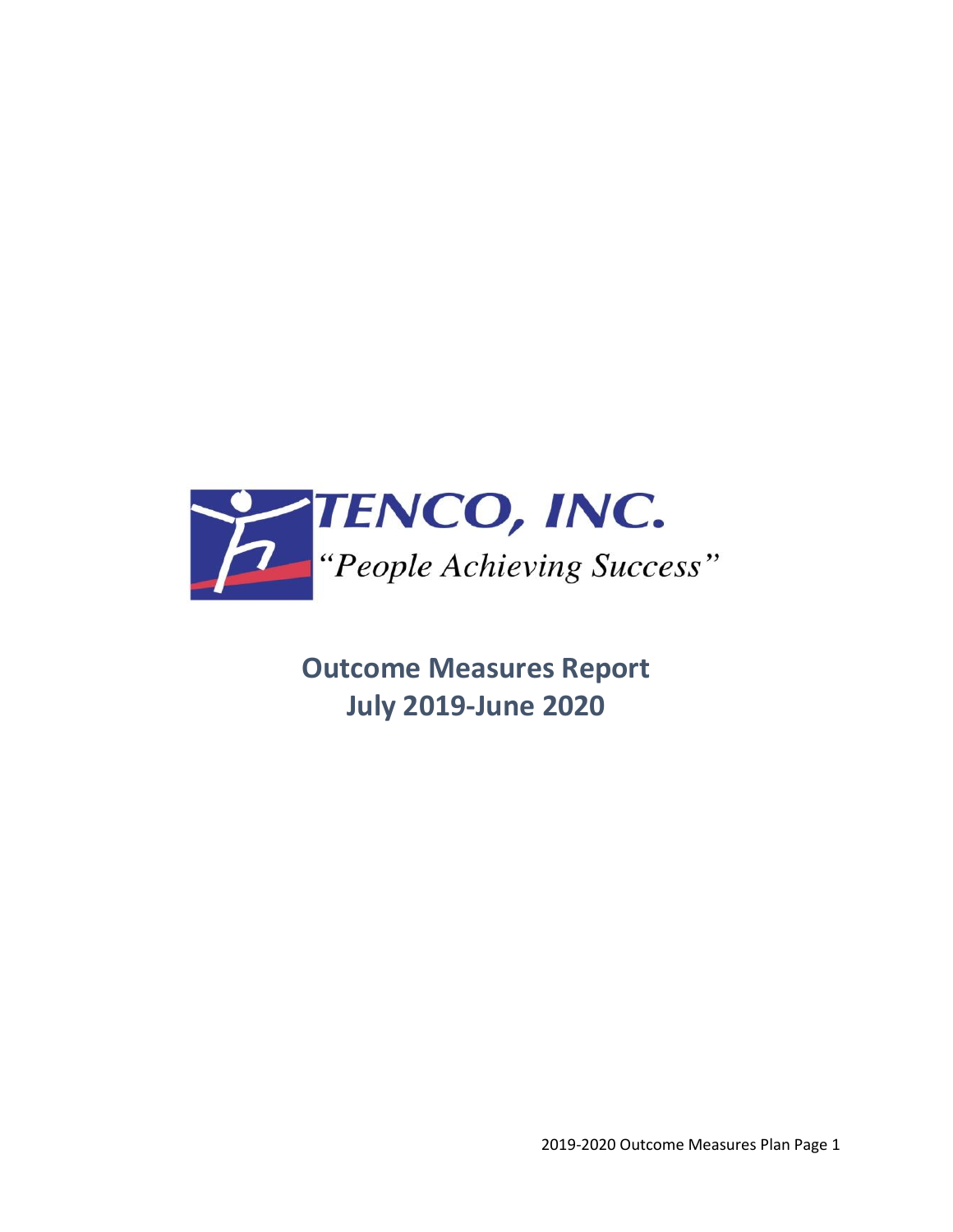TENCO, INC.

"People Achieving Success"

# Outcome Measures Report
# July 2019-June 2020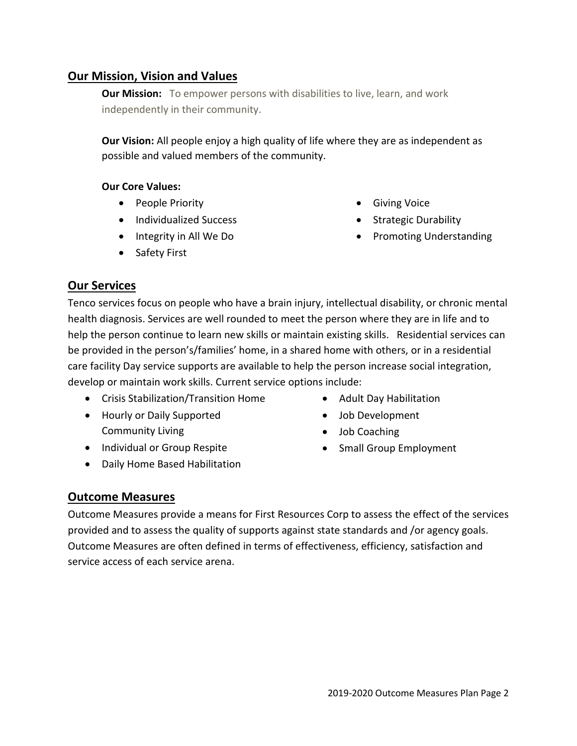## Our Mission, Vision and Values

**Our Mission:** To empower persons with disabilities to live, learn, and work independently in their community.

**Our Vision:** All people enjoy a high quality of life where they are as independent as possible and valued members of the community.

**Our Core Values:**

- People Priority
- Individualized Success
- Integrity in All We Do
- Safety First
- Giving Voice
- Strategic Durability
- Promoting Understanding

## Our Services

Tenco services focus on people who have a brain injury, intellectual disability, or chronic mental health diagnosis. Services are well rounded to meet the person where they are in life and to help the person continue to learn new skills or maintain existing skills. Residential services can be provided in the person's/families' home, in a shared home with others, or in a residential care facility Day service supports are available to help the person increase social integration, develop or maintain work skills. Current service options include:

- Crisis Stabilization/Transition Home
- Hourly or Daily Supported Community Living
- Individual or Group Respite
- Daily Home Based Habilitation
- Adult Day Habilitation
- Job Development
- Job Coaching
- Small Group Employment

## Outcome Measures

Outcome Measures provide a means for First Resources Corp to assess the effect of the services provided and to assess the quality of supports against state standards and /or agency goals. Outcome Measures are often defined in terms of effectiveness, efficiency, satisfaction and service access of each service arena.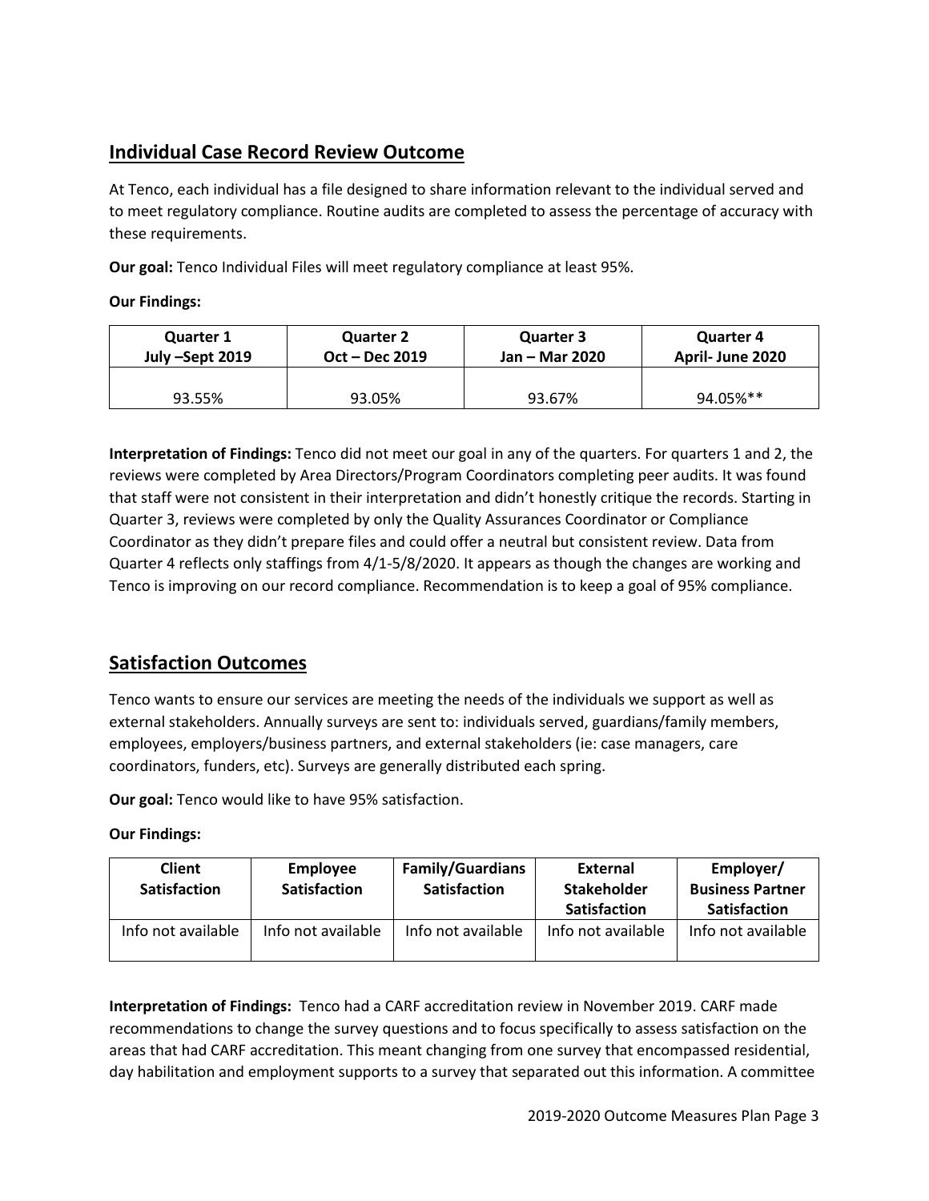## Individual Case Record Review Outcome

At Tenco, each individual has a file designed to share information relevant to the individual served and to meet regulatory compliance. Routine audits are completed to assess the percentage of accuracy with these requirements.

**Our goal:** Tenco Individual Files will meet regulatory compliance at least 95%.

**Our Findings:**

| Quarter 1<br>July –Sept 2019 | Quarter 2<br>Oct – Dec 2019 | Quarter 3<br>Jan – Mar 2020 | Quarter 4<br>April- June 2020 |
|---|---|---|---|
| 93.55% | 93.05% | 93.67% | 94.05%** |

**Interpretation of Findings:** Tenco did not meet our goal in any of the quarters. For quarters 1 and 2, the reviews were completed by Area Directors/Program Coordinators completing peer audits. It was found that staff were not consistent in their interpretation and didn't honestly critique the records. Starting in Quarter 3, reviews were completed by only the Quality Assurances Coordinator or Compliance Coordinator as they didn't prepare files and could offer a neutral but consistent review. Data from Quarter 4 reflects only staffings from 4/1-5/8/2020. It appears as though the changes are working and Tenco is improving on our record compliance. Recommendation is to keep a goal of 95% compliance.

## Satisfaction Outcomes

Tenco wants to ensure our services are meeting the needs of the individuals we support as well as external stakeholders. Annually surveys are sent to: individuals served, guardians/family members, employees, employers/business partners, and external stakeholders (ie: case managers, care coordinators, funders, etc). Surveys are generally distributed each spring.

**Our goal:** Tenco would like to have 95% satisfaction.

**Our Findings:**

| Client Satisfaction | Employee Satisfaction | Family/Guardians Satisfaction | External Stakeholder Satisfaction | Employer/ Business Partner Satisfaction |
|---|---|---|---|---|
| Info not available | Info not available | Info not available | Info not available | Info not available |

**Interpretation of Findings:** Tenco had a CARF accreditation review in November 2019. CARF made recommendations to change the survey questions and to focus specifically to assess satisfaction on the areas that had CARF accreditation. This meant changing from one survey that encompassed residential, day habilitation and employment supports to a survey that separated out this information. A committee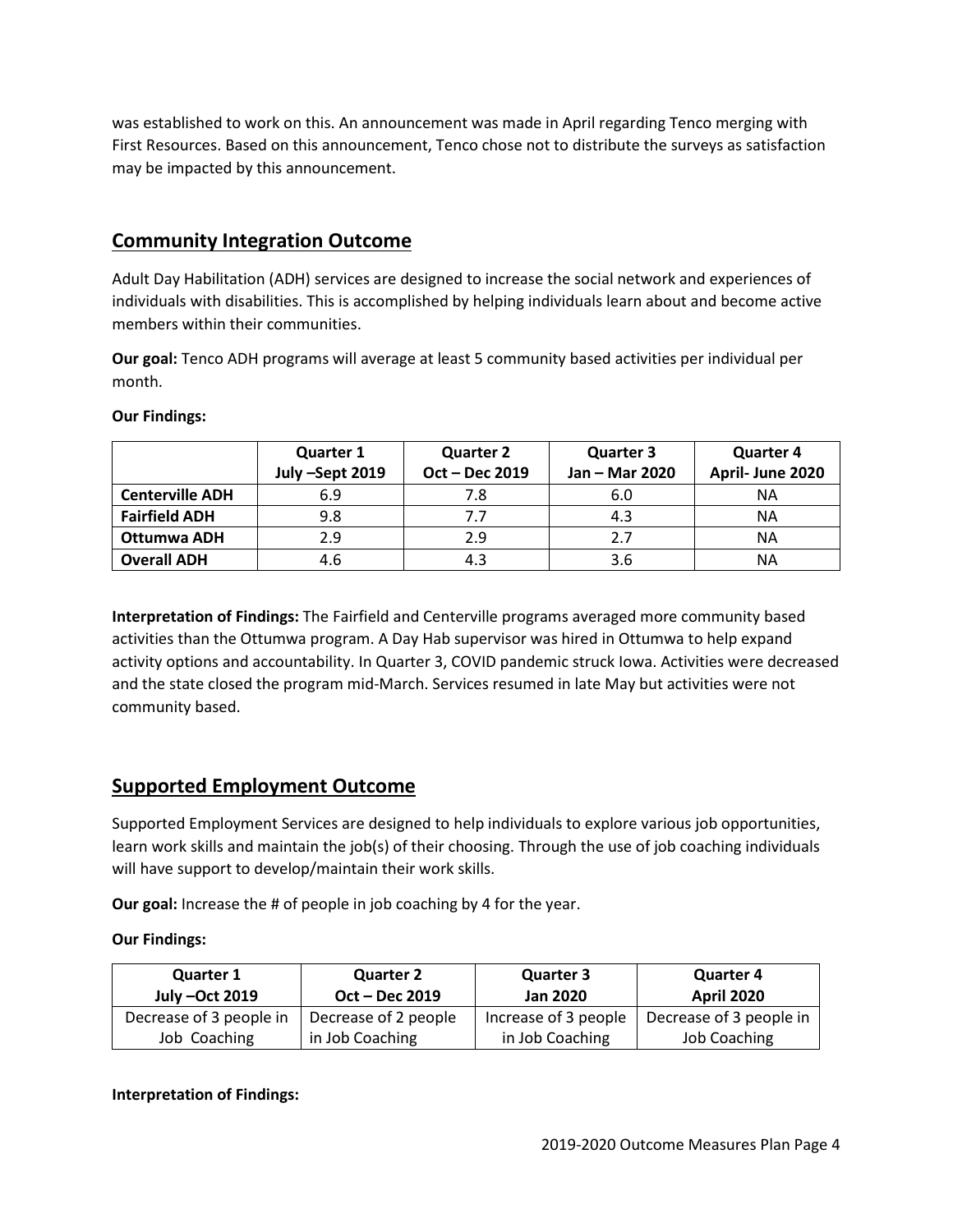was established to work on this. An announcement was made in April regarding Tenco merging with First Resources. Based on this announcement, Tenco chose not to distribute the surveys as satisfaction may be impacted by this announcement.

## Community Integration Outcome

Adult Day Habilitation (ADH) services are designed to increase the social network and experiences of individuals with disabilities. This is accomplished by helping individuals learn about and become active members within their communities.

**Our goal:** Tenco ADH programs will average at least 5 community based activities per individual per month.

**Our Findings:**

| | Quarter 1 July –Sept 2019 | Quarter 2 Oct – Dec 2019 | Quarter 3 Jan – Mar 2020 | Quarter 4 April- June 2020 |
|---|---|---|---|---|
| **Centerville ADH** | 6.9 | 7.8 | 6.0 | NA |
| **Fairfield ADH** | 9.8 | 7.7 | 4.3 | NA |
| **Ottumwa ADH** | 2.9 | 2.9 | 2.7 | NA |
| **Overall ADH** | 4.6 | 4.3 | 3.6 | NA |

**Interpretation of Findings:** The Fairfield and Centerville programs averaged more community based activities than the Ottumwa program. A Day Hab supervisor was hired in Ottumwa to help expand activity options and accountability. In Quarter 3, COVID pandemic struck Iowa. Activities were decreased and the state closed the program mid-March. Services resumed in late May but activities were not community based.

## Supported Employment Outcome

Supported Employment Services are designed to help individuals to explore various job opportunities, learn work skills and maintain the job(s) of their choosing. Through the use of job coaching individuals will have support to develop/maintain their work skills.

**Our goal:** Increase the # of people in job coaching by 4 for the year.

**Our Findings:**

| Quarter 1 July –Oct 2019 | Quarter 2 Oct – Dec 2019 | Quarter 3 Jan 2020 | Quarter 4 April 2020 |
|---|---|---|---|
| Decrease of 3 people in Job Coaching | Decrease of 2 people in Job Coaching | Increase of 3 people in Job Coaching | Decrease of 3 people in Job Coaching |

**Interpretation of Findings:**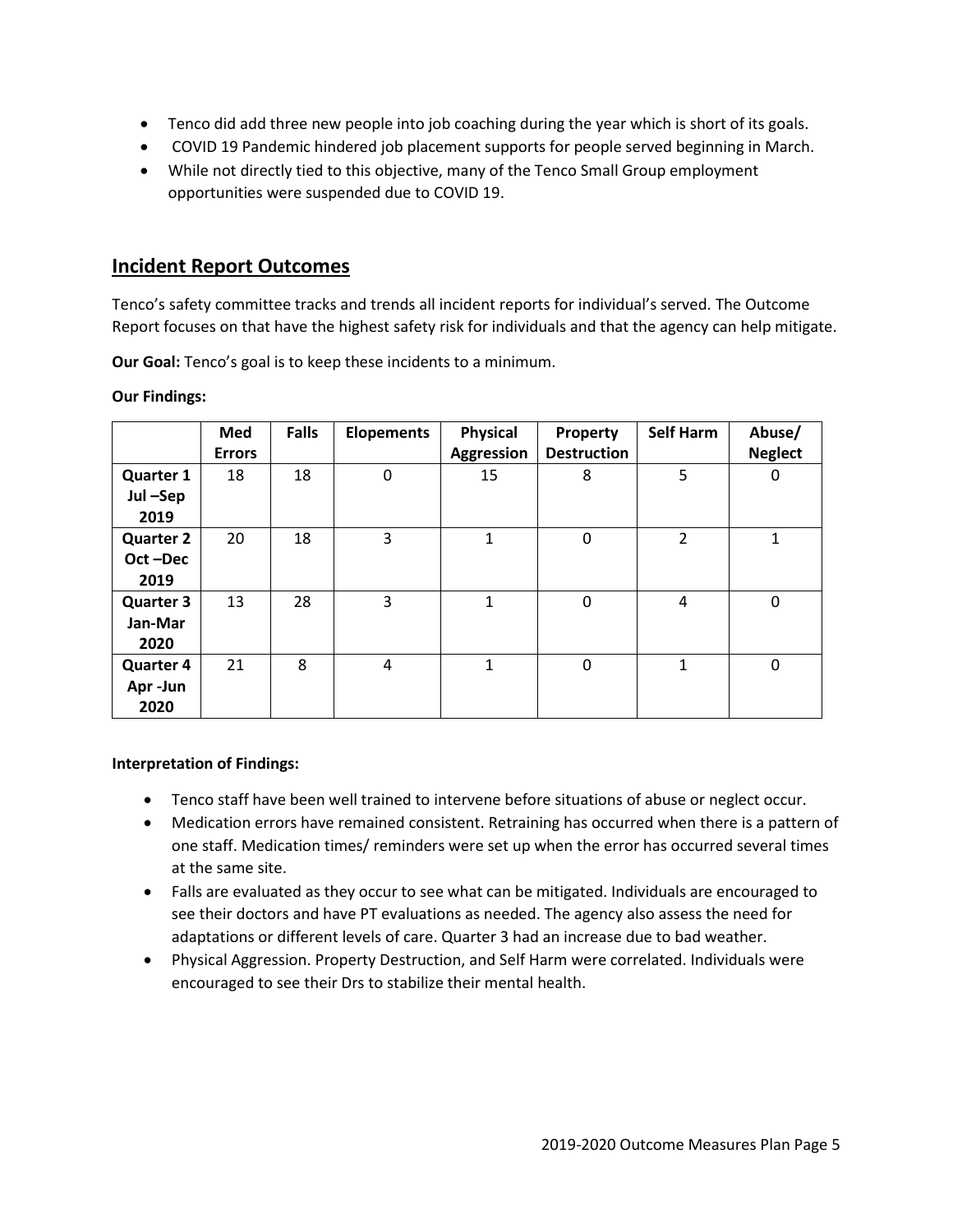- Tenco did add three new people into job coaching during the year which is short of its goals.
- COVID 19 Pandemic hindered job placement supports for people served beginning in March.
- While not directly tied to this objective, many of the Tenco Small Group employment opportunities were suspended due to COVID 19.

## Incident Report Outcomes

Tenco's safety committee tracks and trends all incident reports for individual's served. The Outcome Report focuses on that have the highest safety risk for individuals and that the agency can help mitigate.

**Our Goal:** Tenco's goal is to keep these incidents to a minimum.

**Our Findings:**

| | Med Errors | Falls | Elopements | Physical Aggression | Property Destruction | Self Harm | Abuse/ Neglect |
|---|---|---|---|---|---|---|---|
| **Quarter 1 Jul –Sep 2019** | 18 | 18 | 0 | 15 | 8 | 5 | 0 |
| **Quarter 2 Oct –Dec 2019** | 20 | 18 | 3 | 1 | 0 | 2 | 1 |
| **Quarter 3 Jan-Mar 2020** | 13 | 28 | 3 | 1 | 0 | 4 | 0 |
| **Quarter 4 Apr -Jun 2020** | 21 | 8 | 4 | 1 | 0 | 1 | 0 |

**Interpretation of Findings:**

- Tenco staff have been well trained to intervene before situations of abuse or neglect occur.
- Medication errors have remained consistent. Retraining has occurred when there is a pattern of one staff. Medication times/ reminders were set up when the error has occurred several times at the same site.
- Falls are evaluated as they occur to see what can be mitigated. Individuals are encouraged to see their doctors and have PT evaluations as needed. The agency also assess the need for adaptations or different levels of care. Quarter 3 had an increase due to bad weather.
- Physical Aggression. Property Destruction, and Self Harm were correlated. Individuals were encouraged to see their Drs to stabilize their mental health.